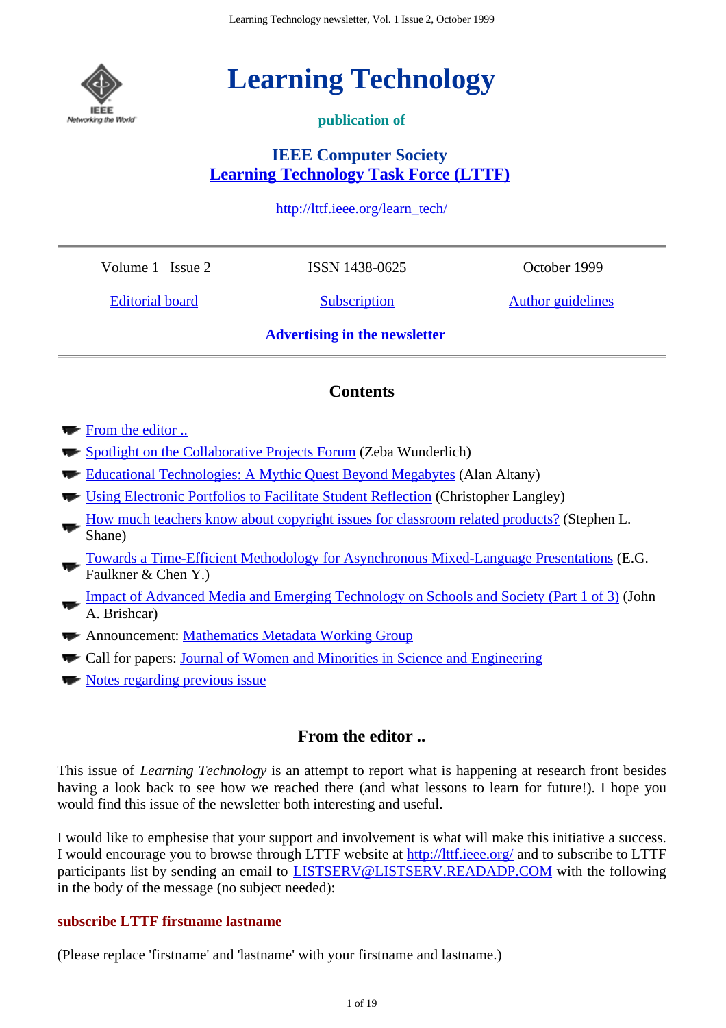# Learning Technology

**publication of**

**IEEE Computer Society**
**Learning Technology Task Force (LTTF)**

http://lttf.ieee.org/learn_tech/

| | | |
|---|---|---|
| Volume 1 Issue 2 | ISSN 1438-0625 | October 1999 |
| Editorial board | Subscription | Author guidelines |

**Advertising in the newsletter**

## Contents

- From the editor ..
- Spotlight on the Collaborative Projects Forum (Zeba Wunderlich)
- Educational Technologies: A Mythic Quest Beyond Megabytes (Alan Altany)
- Using Electronic Portfolios to Facilitate Student Reflection (Christopher Langley)
- How much teachers know about copyright issues for classroom related products? (Stephen L. Shane)
- Towards a Time-Efficient Methodology for Asynchronous Mixed-Language Presentations (E.G. Faulkner & Chen Y.)
- Impact of Advanced Media and Emerging Technology on Schools and Society (Part 1 of 3) (John A. Brishcar)
- Announcement: Mathematics Metadata Working Group
- Call for papers: Journal of Women and Minorities in Science and Engineering
- Notes regarding previous issue

## From the editor ..

This issue of *Learning Technology* is an attempt to report what is happening at research front besides having a look back to see how we reached there (and what lessons to learn for future!). I hope you would find this issue of the newsletter both interesting and useful.

I would like to emphesise that your support and involvement is what will make this initiative a success. I would encourage you to browse through LTTF website at http://lttf.ieee.org/ and to subscribe to LTTF participants list by sending an email to LISTSERV@LISTSERV.READADP.COM with the following in the body of the message (no subject needed):

**subscribe LTTF firstname lastname**

(Please replace 'firstname' and 'lastname' with your firstname and lastname.)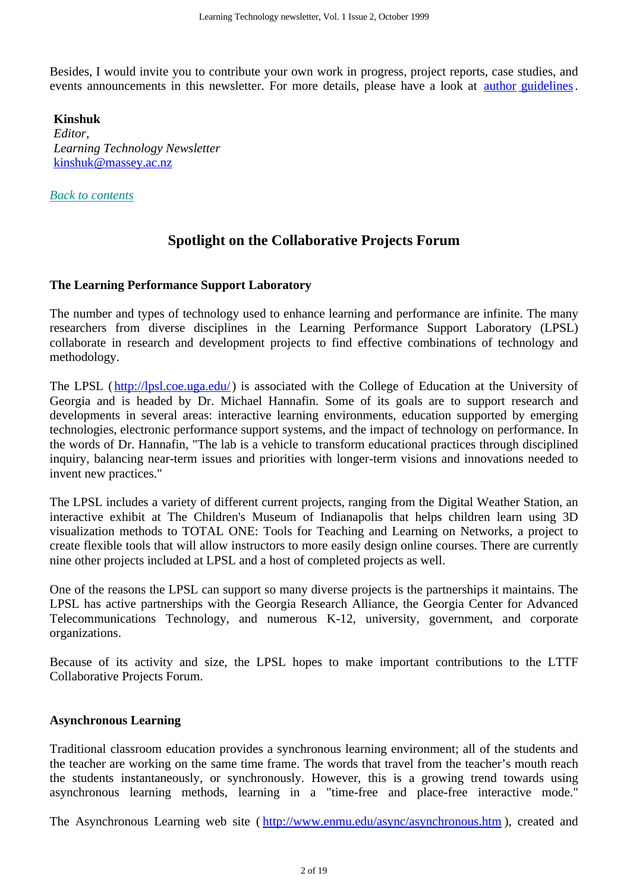Besides, I would invite you to contribute your own work in progress, project reports, case studies, and events announcements in this newsletter. For more details, please have a look at author guidelines.

**Kinshuk**
*Editor,*
*Learning Technology Newsletter*
kinshuk@massey.ac.nz

*Back to contents*

## Spotlight on the Collaborative Projects Forum

### The Learning Performance Support Laboratory

The number and types of technology used to enhance learning and performance are infinite. The many researchers from diverse disciplines in the Learning Performance Support Laboratory (LPSL) collaborate in research and development projects to find effective combinations of technology and methodology.

The LPSL (http://lpsl.coe.uga.edu/) is associated with the College of Education at the University of Georgia and is headed by Dr. Michael Hannafin. Some of its goals are to support research and developments in several areas: interactive learning environments, education supported by emerging technologies, electronic performance support systems, and the impact of technology on performance. In the words of Dr. Hannafin, "The lab is a vehicle to transform educational practices through disciplined inquiry, balancing near-term issues and priorities with longer-term visions and innovations needed to invent new practices."

The LPSL includes a variety of different current projects, ranging from the Digital Weather Station, an interactive exhibit at The Children's Museum of Indianapolis that helps children learn using 3D visualization methods to TOTAL ONE: Tools for Teaching and Learning on Networks, a project to create flexible tools that will allow instructors to more easily design online courses. There are currently nine other projects included at LPSL and a host of completed projects as well.

One of the reasons the LPSL can support so many diverse projects is the partnerships it maintains. The LPSL has active partnerships with the Georgia Research Alliance, the Georgia Center for Advanced Telecommunications Technology, and numerous K-12, university, government, and corporate organizations.

Because of its activity and size, the LPSL hopes to make important contributions to the LTTF Collaborative Projects Forum.

### Asynchronous Learning

Traditional classroom education provides a synchronous learning environment; all of the students and the teacher are working on the same time frame. The words that travel from the teacher's mouth reach the students instantaneously, or synchronously. However, this is a growing trend towards using asynchronous learning methods, learning in a "time-free and place-free interactive mode."

The Asynchronous Learning web site (http://www.enmu.edu/async/asynchronous.htm), created and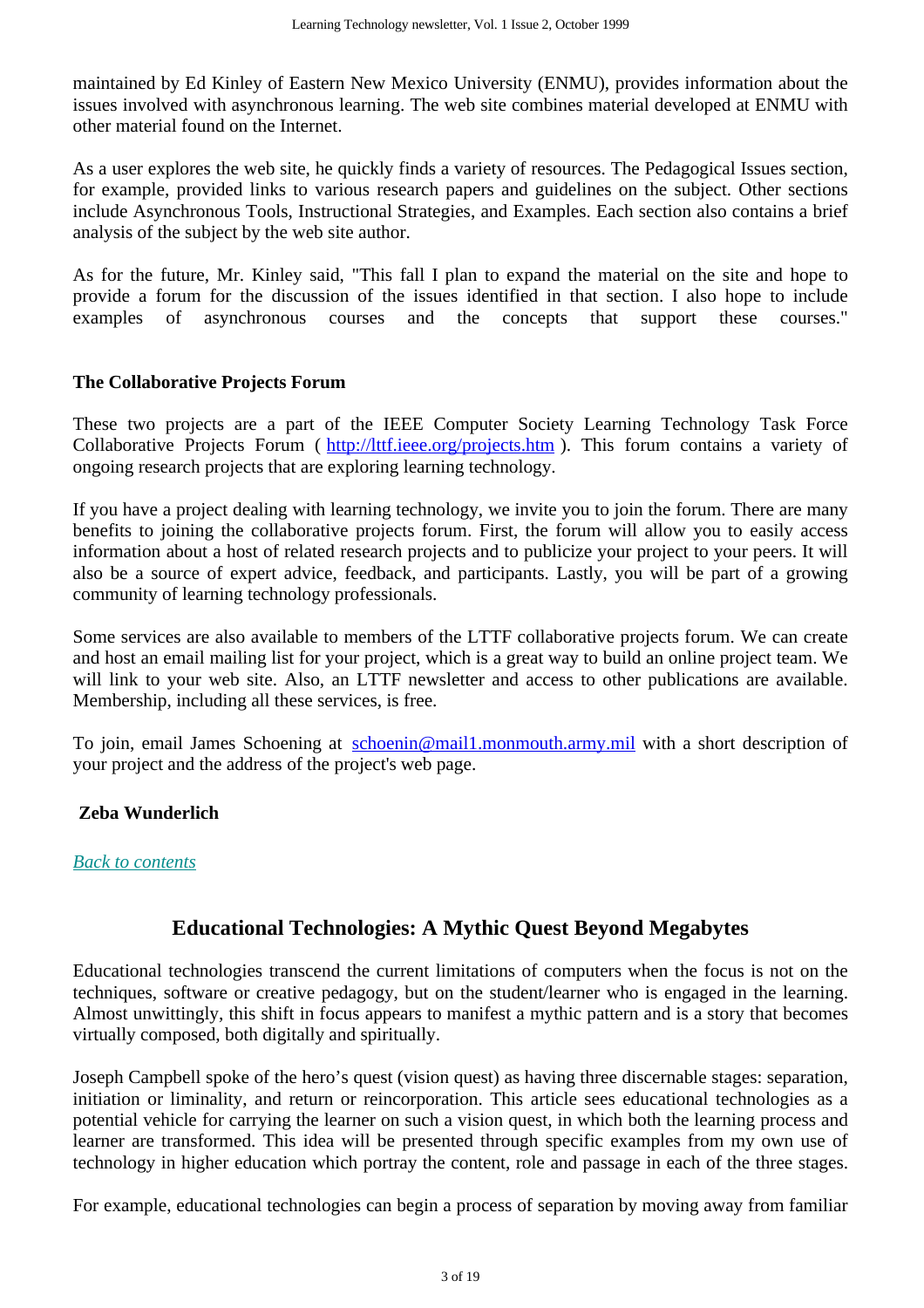maintained by Ed Kinley of Eastern New Mexico University (ENMU), provides information about the issues involved with asynchronous learning. The web site combines material developed at ENMU with other material found on the Internet.

As a user explores the web site, he quickly finds a variety of resources. The Pedagogical Issues section, for example, provided links to various research papers and guidelines on the subject. Other sections include Asynchronous Tools, Instructional Strategies, and Examples. Each section also contains a brief analysis of the subject by the web site author.

As for the future, Mr. Kinley said, "This fall I plan to expand the material on the site and hope to provide a forum for the discussion of the issues identified in that section. I also hope to include examples of asynchronous courses and the concepts that support these courses."

**The Collaborative Projects Forum**

These two projects are a part of the IEEE Computer Society Learning Technology Task Force Collaborative Projects Forum ( [http://lttf.ieee.org/projects.htm](http://lttf.ieee.org/projects.htm) ). This forum contains a variety of ongoing research projects that are exploring learning technology.

If you have a project dealing with learning technology, we invite you to join the forum. There are many benefits to joining the collaborative projects forum. First, the forum will allow you to easily access information about a host of related research projects and to publicize your project to your peers. It will also be a source of expert advice, feedback, and participants. Lastly, you will be part of a growing community of learning technology professionals.

Some services are also available to members of the LTTF collaborative projects forum. We can create and host an email mailing list for your project, which is a great way to build an online project team. We will link to your web site. Also, an LTTF newsletter and access to other publications are available. Membership, including all these services, is free.

To join, email James Schoening at [schoenin@mail1.monmouth.army.mil](mailto:schoenin@mail1.monmouth.army.mil) with a short description of your project and the address of the project's web page.

**Zeba Wunderlich**

*Back to contents*

## Educational Technologies: A Mythic Quest Beyond Megabytes

Educational technologies transcend the current limitations of computers when the focus is not on the techniques, software or creative pedagogy, but on the student/learner who is engaged in the learning. Almost unwittingly, this shift in focus appears to manifest a mythic pattern and is a story that becomes virtually composed, both digitally and spiritually.

Joseph Campbell spoke of the hero's quest (vision quest) as having three discernable stages: separation, initiation or liminality, and return or reincorporation. This article sees educational technologies as a potential vehicle for carrying the learner on such a vision quest, in which both the learning process and learner are transformed. This idea will be presented through specific examples from my own use of technology in higher education which portray the content, role and passage in each of the three stages.

For example, educational technologies can begin a process of separation by moving away from familiar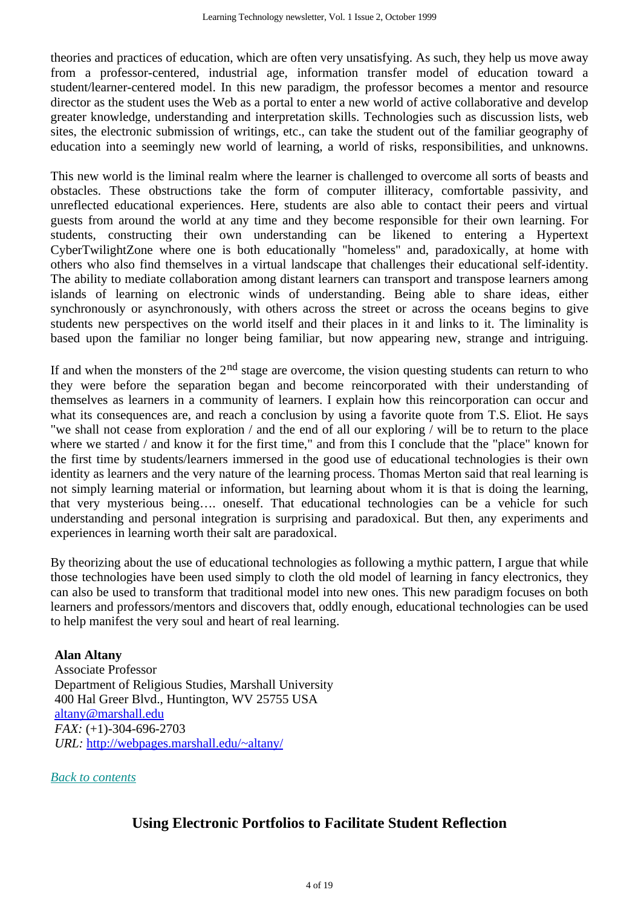theories and practices of education, which are often very unsatisfying. As such, they help us move away from a professor-centered, industrial age, information transfer model of education toward a student/learner-centered model. In this new paradigm, the professor becomes a mentor and resource director as the student uses the Web as a portal to enter a new world of active collaborative and develop greater knowledge, understanding and interpretation skills. Technologies such as discussion lists, web sites, the electronic submission of writings, etc., can take the student out of the familiar geography of education into a seemingly new world of learning, a world of risks, responsibilities, and unknowns.

This new world is the liminal realm where the learner is challenged to overcome all sorts of beasts and obstacles. These obstructions take the form of computer illiteracy, comfortable passivity, and unreflected educational experiences. Here, students are also able to contact their peers and virtual guests from around the world at any time and they become responsible for their own learning. For students, constructing their own understanding can be likened to entering a Hypertext CyberTwilightZone where one is both educationally "homeless" and, paradoxically, at home with others who also find themselves in a virtual landscape that challenges their educational self-identity. The ability to mediate collaboration among distant learners can transport and transpose learners among islands of learning on electronic winds of understanding. Being able to share ideas, either synchronously or asynchronously, with others across the street or across the oceans begins to give students new perspectives on the world itself and their places in it and links to it. The liminality is based upon the familiar no longer being familiar, but now appearing new, strange and intriguing.

If and when the monsters of the 2nd stage are overcome, the vision questing students can return to who they were before the separation began and become reincorporated with their understanding of themselves as learners in a community of learners. I explain how this reincorporation can occur and what its consequences are, and reach a conclusion by using a favorite quote from T.S. Eliot. He says "we shall not cease from exploration / and the end of all our exploring / will be to return to the place where we started / and know it for the first time," and from this I conclude that the "place" known for the first time by students/learners immersed in the good use of educational technologies is their own identity as learners and the very nature of the learning process. Thomas Merton said that real learning is not simply learning material or information, but learning about whom it is that is doing the learning, that very mysterious being…. oneself. That educational technologies can be a vehicle for such understanding and personal integration is surprising and paradoxical. But then, any experiments and experiences in learning worth their salt are paradoxical.

By theorizing about the use of educational technologies as following a mythic pattern, I argue that while those technologies have been used simply to cloth the old model of learning in fancy electronics, they can also be used to transform that traditional model into new ones. This new paradigm focuses on both learners and professors/mentors and discovers that, oddly enough, educational technologies can be used to help manifest the very soul and heart of real learning.

**Alan Altany**
Associate Professor
Department of Religious Studies, Marshall University
400 Hal Greer Blvd., Huntington, WV 25755 USA
altany@marshall.edu
*FAX:* (+1)-304-696-2703
*URL:* http://webpages.marshall.edu/~altany/

*Back to contents*

## Using Electronic Portfolios to Facilitate Student Reflection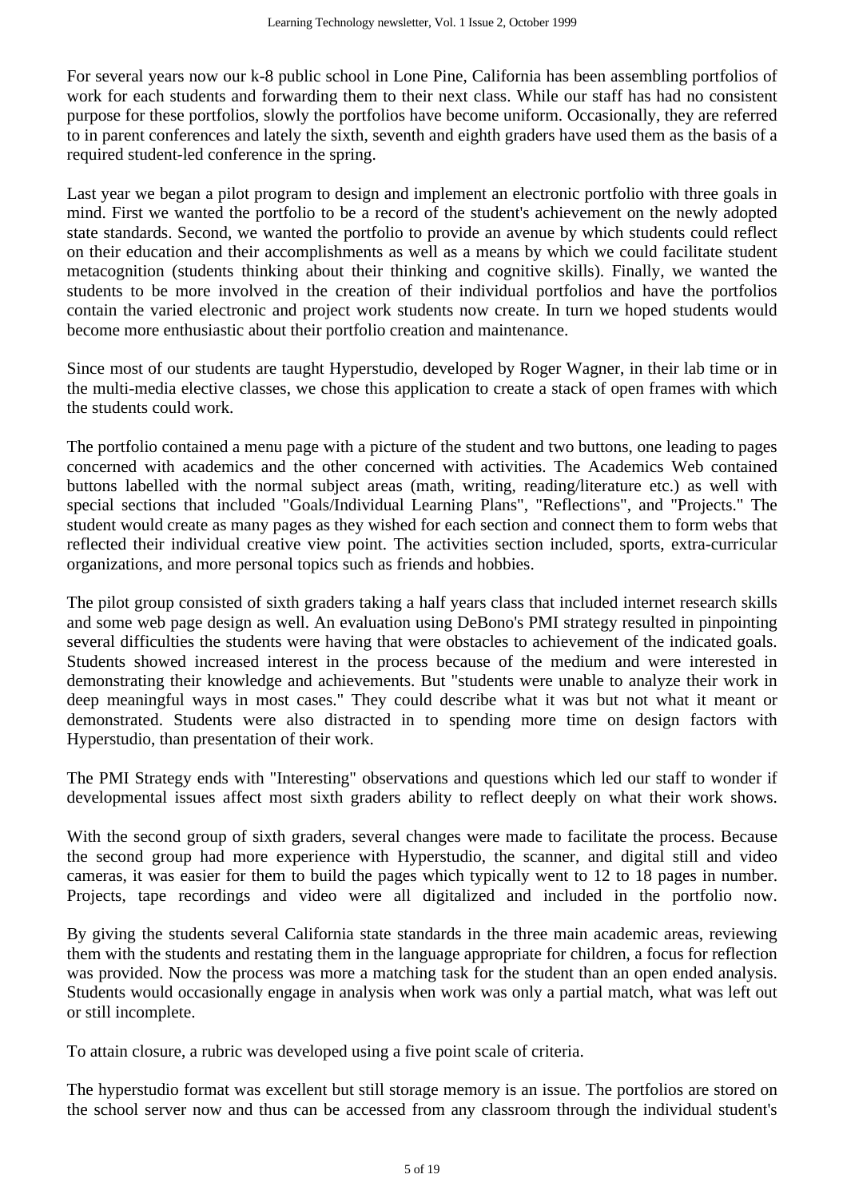For several years now our k-8 public school in Lone Pine, California has been assembling portfolios of work for each students and forwarding them to their next class. While our staff has had no consistent purpose for these portfolios, slowly the portfolios have become uniform. Occasionally, they are referred to in parent conferences and lately the sixth, seventh and eighth graders have used them as the basis of a required student-led conference in the spring.

Last year we began a pilot program to design and implement an electronic portfolio with three goals in mind. First we wanted the portfolio to be a record of the student's achievement on the newly adopted state standards. Second, we wanted the portfolio to provide an avenue by which students could reflect on their education and their accomplishments as well as a means by which we could facilitate student metacognition (students thinking about their thinking and cognitive skills). Finally, we wanted the students to be more involved in the creation of their individual portfolios and have the portfolios contain the varied electronic and project work students now create. In turn we hoped students would become more enthusiastic about their portfolio creation and maintenance.

Since most of our students are taught Hyperstudio, developed by Roger Wagner, in their lab time or in the multi-media elective classes, we chose this application to create a stack of open frames with which the students could work.

The portfolio contained a menu page with a picture of the student and two buttons, one leading to pages concerned with academics and the other concerned with activities. The Academics Web contained buttons labelled with the normal subject areas (math, writing, reading/literature etc.) as well with special sections that included "Goals/Individual Learning Plans", "Reflections", and "Projects." The student would create as many pages as they wished for each section and connect them to form webs that reflected their individual creative view point. The activities section included, sports, extra-curricular organizations, and more personal topics such as friends and hobbies.

The pilot group consisted of sixth graders taking a half years class that included internet research skills and some web page design as well. An evaluation using DeBono's PMI strategy resulted in pinpointing several difficulties the students were having that were obstacles to achievement of the indicated goals. Students showed increased interest in the process because of the medium and were interested in demonstrating their knowledge and achievements. But "students were unable to analyze their work in deep meaningful ways in most cases." They could describe what it was but not what it meant or demonstrated. Students were also distracted in to spending more time on design factors with Hyperstudio, than presentation of their work.

The PMI Strategy ends with "Interesting" observations and questions which led our staff to wonder if developmental issues affect most sixth graders ability to reflect deeply on what their work shows.

With the second group of sixth graders, several changes were made to facilitate the process. Because the second group had more experience with Hyperstudio, the scanner, and digital still and video cameras, it was easier for them to build the pages which typically went to 12 to 18 pages in number. Projects, tape recordings and video were all digitalized and included in the portfolio now.

By giving the students several California state standards in the three main academic areas, reviewing them with the students and restating them in the language appropriate for children, a focus for reflection was provided. Now the process was more a matching task for the student than an open ended analysis. Students would occasionally engage in analysis when work was only a partial match, what was left out or still incomplete.

To attain closure, a rubric was developed using a five point scale of criteria.

The hyperstudio format was excellent but still storage memory is an issue. The portfolios are stored on the school server now and thus can be accessed from any classroom through the individual student's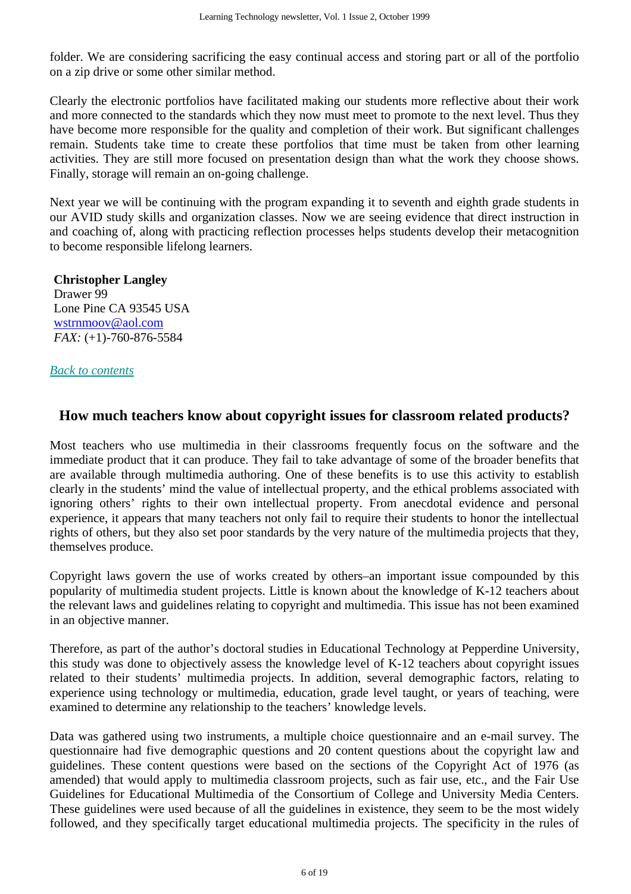folder. We are considering sacrificing the easy continual access and storing part or all of the portfolio on a zip drive or some other similar method.

Clearly the electronic portfolios have facilitated making our students more reflective about their work and more connected to the standards which they now must meet to promote to the next level. Thus they have become more responsible for the quality and completion of their work. But significant challenges remain. Students take time to create these portfolios that time must be taken from other learning activities. They are still more focused on presentation design than what the work they choose shows. Finally, storage will remain an on-going challenge.

Next year we will be continuing with the program expanding it to seventh and eighth grade students in our AVID study skills and organization classes. Now we are seeing evidence that direct instruction in and coaching of, along with practicing reflection processes helps students develop their metacognition to become responsible lifelong learners.

**Christopher Langley**
Drawer 99
Lone Pine CA 93545 USA
wstrnmoov@aol.com
*FAX:* (+1)-760-876-5584

*Back to contents*

## How much teachers know about copyright issues for classroom related products?

Most teachers who use multimedia in their classrooms frequently focus on the software and the immediate product that it can produce. They fail to take advantage of some of the broader benefits that are available through multimedia authoring. One of these benefits is to use this activity to establish clearly in the students' mind the value of intellectual property, and the ethical problems associated with ignoring others' rights to their own intellectual property. From anecdotal evidence and personal experience, it appears that many teachers not only fail to require their students to honor the intellectual rights of others, but they also set poor standards by the very nature of the multimedia projects that they, themselves produce.

Copyright laws govern the use of works created by others–an important issue compounded by this popularity of multimedia student projects. Little is known about the knowledge of K-12 teachers about the relevant laws and guidelines relating to copyright and multimedia. This issue has not been examined in an objective manner.

Therefore, as part of the author's doctoral studies in Educational Technology at Pepperdine University, this study was done to objectively assess the knowledge level of K-12 teachers about copyright issues related to their students' multimedia projects. In addition, several demographic factors, relating to experience using technology or multimedia, education, grade level taught, or years of teaching, were examined to determine any relationship to the teachers' knowledge levels.

Data was gathered using two instruments, a multiple choice questionnaire and an e-mail survey. The questionnaire had five demographic questions and 20 content questions about the copyright law and guidelines. These content questions were based on the sections of the Copyright Act of 1976 (as amended) that would apply to multimedia classroom projects, such as fair use, etc., and the Fair Use Guidelines for Educational Multimedia of the Consortium of College and University Media Centers. These guidelines were used because of all the guidelines in existence, they seem to be the most widely followed, and they specifically target educational multimedia projects. The specificity in the rules of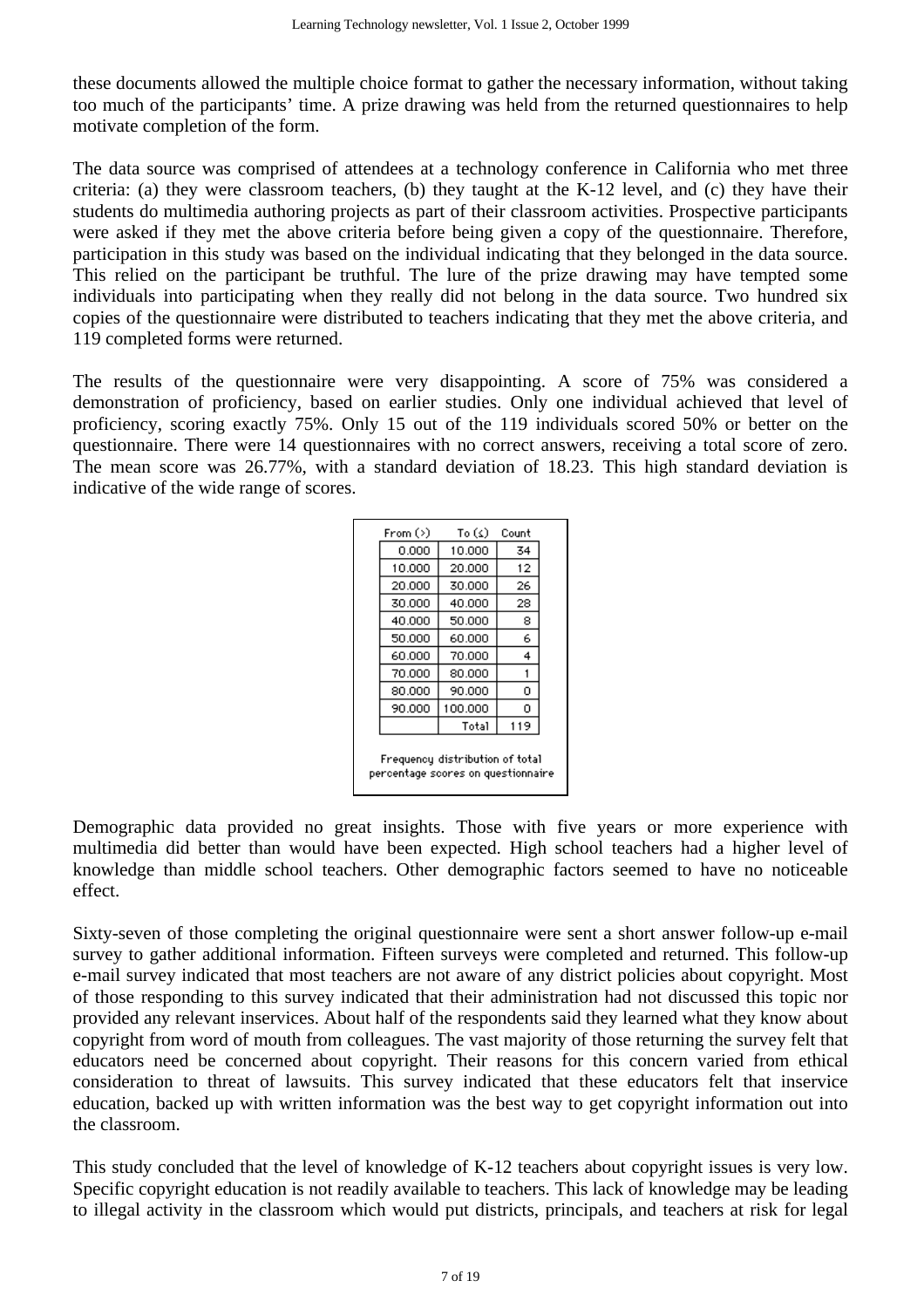these documents allowed the multiple choice format to gather the necessary information, without taking too much of the participants' time. A prize drawing was held from the returned questionnaires to help motivate completion of the form.

The data source was comprised of attendees at a technology conference in California who met three criteria: (a) they were classroom teachers, (b) they taught at the K-12 level, and (c) they have their students do multimedia authoring projects as part of their classroom activities. Prospective participants were asked if they met the above criteria before being given a copy of the questionnaire. Therefore, participation in this study was based on the individual indicating that they belonged in the data source. This relied on the participant be truthful. The lure of the prize drawing may have tempted some individuals into participating when they really did not belong in the data source. Two hundred six copies of the questionnaire were distributed to teachers indicating that they met the above criteria, and 119 completed forms were returned.

The results of the questionnaire were very disappointing. A score of 75% was considered a demonstration of proficiency, based on earlier studies. Only one individual achieved that level of proficiency, scoring exactly 75%. Only 15 out of the 119 individuals scored 50% or better on the questionnaire. There were 14 questionnaires with no correct answers, receiving a total score of zero. The mean score was 26.77%, with a standard deviation of 18.23. This high standard deviation is indicative of the wide range of scores.

| From (>) | To (≤) | Count |
|---|---|---|
| 0.000 | 10.000 | 34 |
| 10.000 | 20.000 | 12 |
| 20.000 | 30.000 | 26 |
| 30.000 | 40.000 | 28 |
| 40.000 | 50.000 | 8 |
| 50.000 | 60.000 | 6 |
| 60.000 | 70.000 | 4 |
| 70.000 | 80.000 | 1 |
| 80.000 | 90.000 | 0 |
| 90.000 | 100.000 | 0 |
| | Total | 119 |

Frequency distribution of total percentage scores on questionnaire

Demographic data provided no great insights. Those with five years or more experience with multimedia did better than would have been expected. High school teachers had a higher level of knowledge than middle school teachers. Other demographic factors seemed to have no noticeable effect.

Sixty-seven of those completing the original questionnaire were sent a short answer follow-up e-mail survey to gather additional information. Fifteen surveys were completed and returned. This follow-up e-mail survey indicated that most teachers are not aware of any district policies about copyright. Most of those responding to this survey indicated that their administration had not discussed this topic nor provided any relevant inservices. About half of the respondents said they learned what they know about copyright from word of mouth from colleagues. The vast majority of those returning the survey felt that educators need be concerned about copyright. Their reasons for this concern varied from ethical consideration to threat of lawsuits. This survey indicated that these educators felt that inservice education, backed up with written information was the best way to get copyright information out into the classroom.

This study concluded that the level of knowledge of K-12 teachers about copyright issues is very low. Specific copyright education is not readily available to teachers. This lack of knowledge may be leading to illegal activity in the classroom which would put districts, principals, and teachers at risk for legal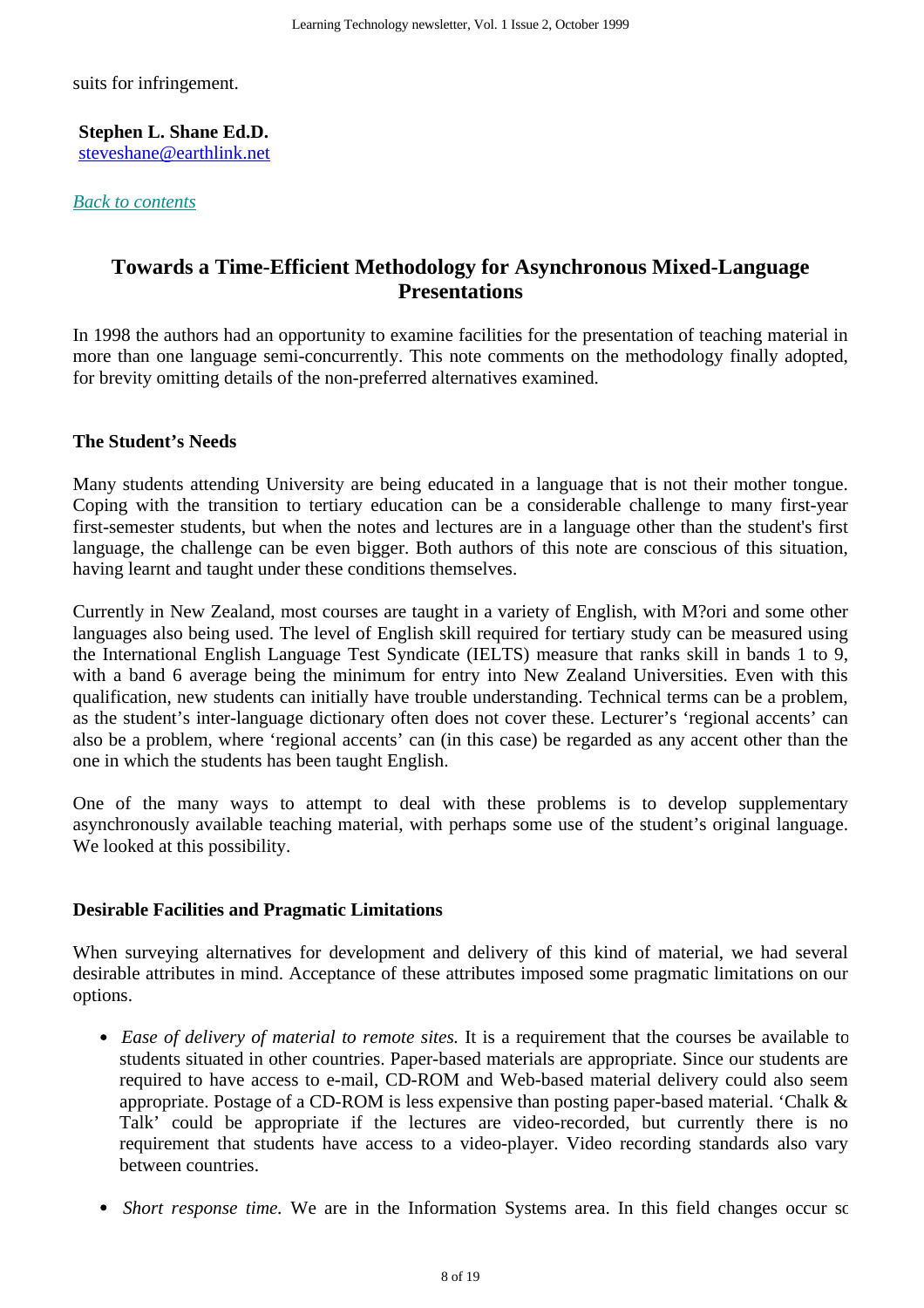suits for infringement.

**Stephen L. Shane Ed.D.**
steveshane@earthlink.net

*Back to contents*

## Towards a Time-Efficient Methodology for Asynchronous Mixed-Language Presentations

In 1998 the authors had an opportunity to examine facilities for the presentation of teaching material in more than one language semi-concurrently. This note comments on the methodology finally adopted, for brevity omitting details of the non-preferred alternatives examined.

### The Student's Needs

Many students attending University are being educated in a language that is not their mother tongue. Coping with the transition to tertiary education can be a considerable challenge to many first-year first-semester students, but when the notes and lectures are in a language other than the student's first language, the challenge can be even bigger. Both authors of this note are conscious of this situation, having learnt and taught under these conditions themselves.

Currently in New Zealand, most courses are taught in a variety of English, with M?ori and some other languages also being used. The level of English skill required for tertiary study can be measured using the International English Language Test Syndicate (IELTS) measure that ranks skill in bands 1 to 9, with a band 6 average being the minimum for entry into New Zealand Universities. Even with this qualification, new students can initially have trouble understanding. Technical terms can be a problem, as the student's inter-language dictionary often does not cover these. Lecturer's 'regional accents' can also be a problem, where 'regional accents' can (in this case) be regarded as any accent other than the one in which the students has been taught English.

One of the many ways to attempt to deal with these problems is to develop supplementary asynchronously available teaching material, with perhaps some use of the student's original language. We looked at this possibility.

### Desirable Facilities and Pragmatic Limitations

When surveying alternatives for development and delivery of this kind of material, we had several desirable attributes in mind. Acceptance of these attributes imposed some pragmatic limitations on our options.

- *Ease of delivery of material to remote sites.* It is a requirement that the courses be available to students situated in other countries. Paper-based materials are appropriate. Since our students are required to have access to e-mail, CD-ROM and Web-based material delivery could also seem appropriate. Postage of a CD-ROM is less expensive than posting paper-based material. 'Chalk & Talk' could be appropriate if the lectures are video-recorded, but currently there is no requirement that students have access to a video-player. Video recording standards also vary between countries.

- *Short response time.* We are in the Information Systems area. In this field changes occur so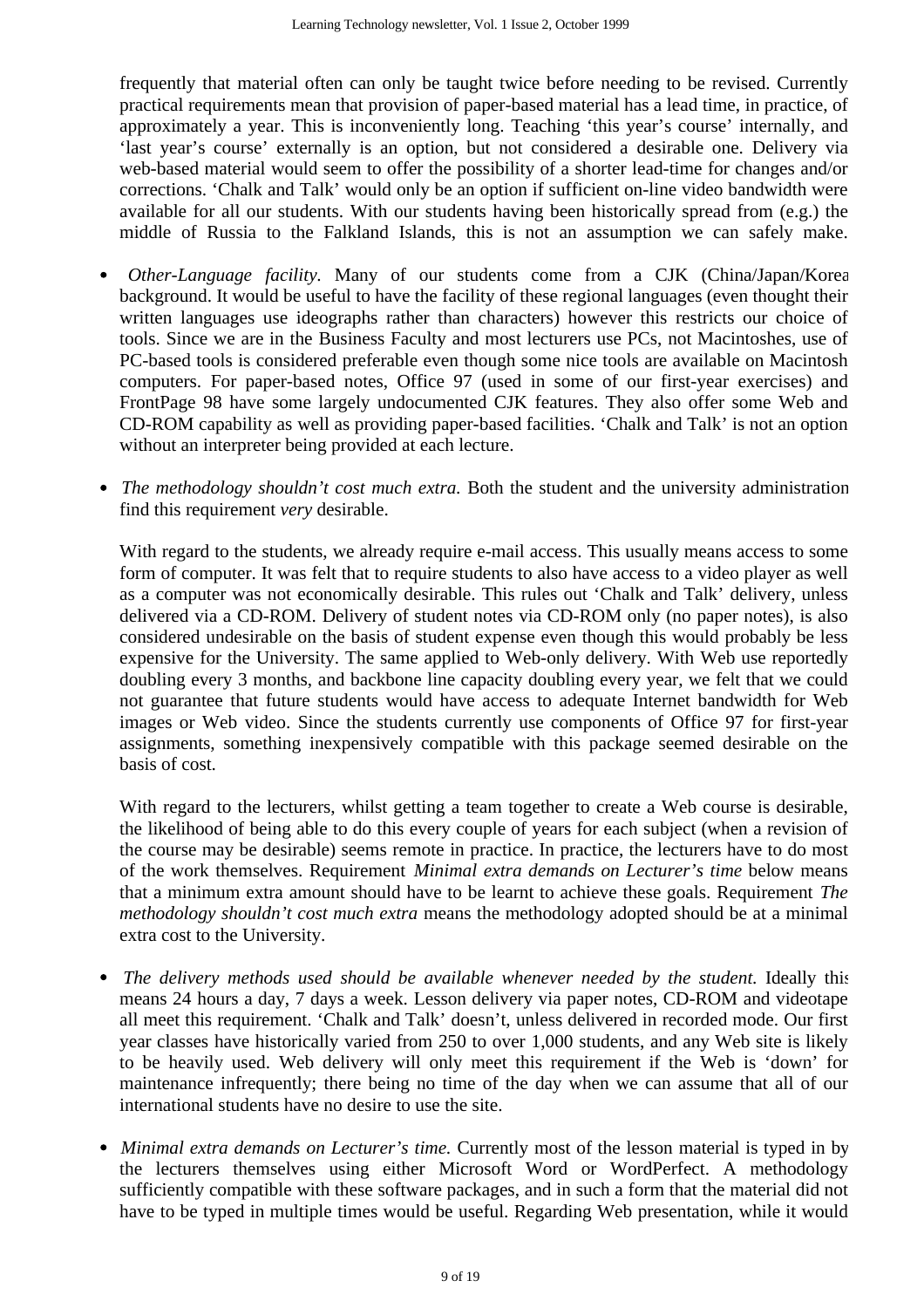frequently that material often can only be taught twice before needing to be revised. Currently practical requirements mean that provision of paper-based material has a lead time, in practice, of approximately a year. This is inconveniently long. Teaching 'this year's course' internally, and 'last year's course' externally is an option, but not considered a desirable one. Delivery via web-based material would seem to offer the possibility of a shorter lead-time for changes and/or corrections. 'Chalk and Talk' would only be an option if sufficient on-line video bandwidth were available for all our students. With our students having been historically spread from (e.g.) the middle of Russia to the Falkland Islands, this is not an assumption we can safely make.

- *Other-Language facility.* Many of our students come from a CJK (China/Japan/Korea background. It would be useful to have the facility of these regional languages (even thought their written languages use ideographs rather than characters) however this restricts our choice of tools. Since we are in the Business Faculty and most lecturers use PCs, not Macintoshes, use of PC-based tools is considered preferable even though some nice tools are available on Macintosh computers. For paper-based notes, Office 97 (used in some of our first-year exercises) and FrontPage 98 have some largely undocumented CJK features. They also offer some Web and CD-ROM capability as well as providing paper-based facilities. 'Chalk and Talk' is not an option without an interpreter being provided at each lecture.

- *The methodology shouldn't cost much extra.* Both the student and the university administration find this requirement *very* desirable.

  With regard to the students, we already require e-mail access. This usually means access to some form of computer. It was felt that to require students to also have access to a video player as well as a computer was not economically desirable. This rules out 'Chalk and Talk' delivery, unless delivered via a CD-ROM. Delivery of student notes via CD-ROM only (no paper notes), is also considered undesirable on the basis of student expense even though this would probably be less expensive for the University. The same applied to Web-only delivery. With Web use reportedly doubling every 3 months, and backbone line capacity doubling every year, we felt that we could not guarantee that future students would have access to adequate Internet bandwidth for Web images or Web video. Since the students currently use components of Office 97 for first-year assignments, something inexpensively compatible with this package seemed desirable on the basis of cost.

  With regard to the lecturers, whilst getting a team together to create a Web course is desirable, the likelihood of being able to do this every couple of years for each subject (when a revision of the course may be desirable) seems remote in practice. In practice, the lecturers have to do most of the work themselves. Requirement *Minimal extra demands on Lecturer's time* below means that a minimum extra amount should have to be learnt to achieve these goals. Requirement *The methodology shouldn't cost much extra* means the methodology adopted should be at a minimal extra cost to the University.

- *The delivery methods used should be available whenever needed by the student.* Ideally this means 24 hours a day, 7 days a week. Lesson delivery via paper notes, CD-ROM and videotape all meet this requirement. 'Chalk and Talk' doesn't, unless delivered in recorded mode. Our first year classes have historically varied from 250 to over 1,000 students, and any Web site is likely to be heavily used. Web delivery will only meet this requirement if the Web is 'down' for maintenance infrequently; there being no time of the day when we can assume that all of our international students have no desire to use the site.

- *Minimal extra demands on Lecturer's time.* Currently most of the lesson material is typed in by the lecturers themselves using either Microsoft Word or WordPerfect. A methodology sufficiently compatible with these software packages, and in such a form that the material did not have to be typed in multiple times would be useful. Regarding Web presentation, while it would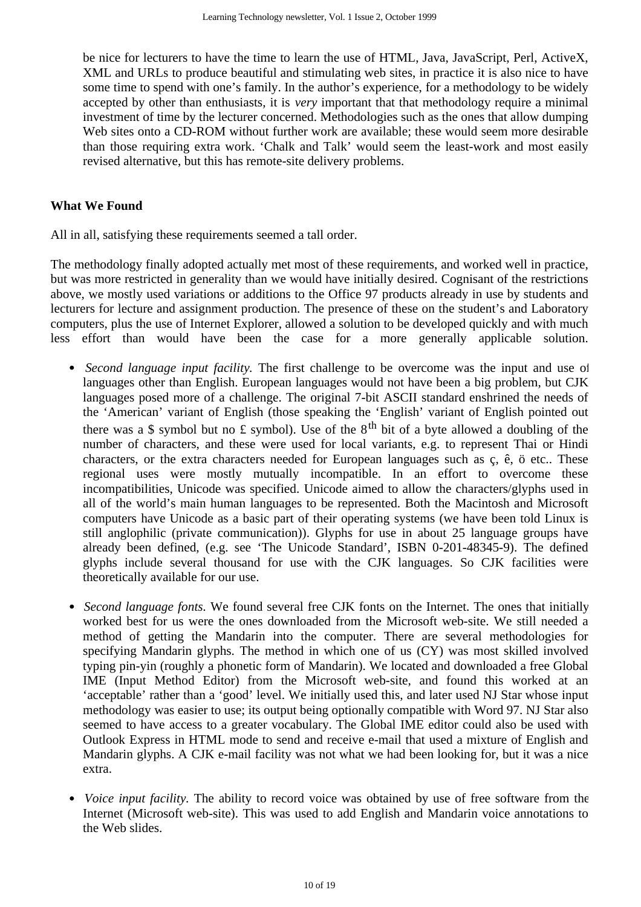be nice for lecturers to have the time to learn the use of HTML, Java, JavaScript, Perl, ActiveX, XML and URLs to produce beautiful and stimulating web sites, in practice it is also nice to have some time to spend with one's family. In the author's experience, for a methodology to be widely accepted by other than enthusiasts, it is *very* important that that methodology require a minimal investment of time by the lecturer concerned. Methodologies such as the ones that allow dumping Web sites onto a CD-ROM without further work are available; these would seem more desirable than those requiring extra work. 'Chalk and Talk' would seem the least-work and most easily revised alternative, but this has remote-site delivery problems.

## What We Found

All in all, satisfying these requirements seemed a tall order.

The methodology finally adopted actually met most of these requirements, and worked well in practice, but was more restricted in generality than we would have initially desired. Cognisant of the restrictions above, we mostly used variations or additions to the Office 97 products already in use by students and lecturers for lecture and assignment production. The presence of these on the student's and Laboratory computers, plus the use of Internet Explorer, allowed a solution to be developed quickly and with much less effort than would have been the case for a more generally applicable solution.

- *Second language input facility.* The first challenge to be overcome was the input and use of languages other than English. European languages would not have been a big problem, but CJK languages posed more of a challenge. The original 7-bit ASCII standard enshrined the needs of the 'American' variant of English (those speaking the 'English' variant of English pointed out there was a $ symbol but no £ symbol). Use of the 8th bit of a byte allowed a doubling of the number of characters, and these were used for local variants, e.g. to represent Thai or Hindi characters, or the extra characters needed for European languages such as ç, ê, ö etc.. These regional uses were mostly mutually incompatible. In an effort to overcome these incompatibilities, Unicode was specified. Unicode aimed to allow the characters/glyphs used in all of the world's main human languages to be represented. Both the Macintosh and Microsoft computers have Unicode as a basic part of their operating systems (we have been told Linux is still anglophilic (private communication)). Glyphs for use in about 25 language groups have already been defined, (e.g. see 'The Unicode Standard', ISBN 0-201-48345-9). The defined glyphs include several thousand for use with the CJK languages. So CJK facilities were theoretically available for our use.

- *Second language fonts.* We found several free CJK fonts on the Internet. The ones that initially worked best for us were the ones downloaded from the Microsoft web-site. We still needed a method of getting the Mandarin into the computer. There are several methodologies for specifying Mandarin glyphs. The method in which one of us (CY) was most skilled involved typing pin-yin (roughly a phonetic form of Mandarin). We located and downloaded a free Global IME (Input Method Editor) from the Microsoft web-site, and found this worked at an 'acceptable' rather than a 'good' level. We initially used this, and later used NJ Star whose input methodology was easier to use; its output being optionally compatible with Word 97. NJ Star also seemed to have access to a greater vocabulary. The Global IME editor could also be used with Outlook Express in HTML mode to send and receive e-mail that used a mixture of English and Mandarin glyphs. A CJK e-mail facility was not what we had been looking for, but it was a nice extra.

- *Voice input facility.* The ability to record voice was obtained by use of free software from the Internet (Microsoft web-site). This was used to add English and Mandarin voice annotations to the Web slides.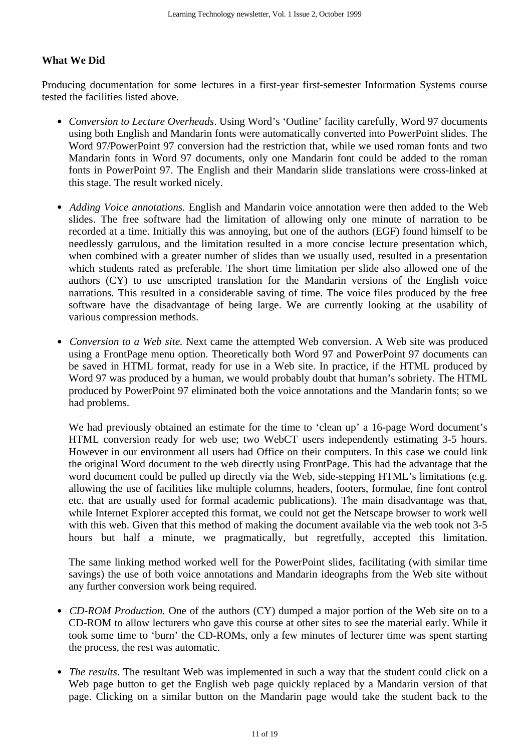**What We Did**

Producing documentation for some lectures in a first-year first-semester Information Systems course tested the facilities listed above.

- *Conversion to Lecture Overheads*. Using Word's 'Outline' facility carefully, Word 97 documents using both English and Mandarin fonts were automatically converted into PowerPoint slides. The Word 97/PowerPoint 97 conversion had the restriction that, while we used roman fonts and two Mandarin fonts in Word 97 documents, only one Mandarin font could be added to the roman fonts in PowerPoint 97. The English and their Mandarin slide translations were cross-linked at this stage. The result worked nicely.

- *Adding Voice annotations.* English and Mandarin voice annotation were then added to the Web slides. The free software had the limitation of allowing only one minute of narration to be recorded at a time. Initially this was annoying, but one of the authors (EGF) found himself to be needlessly garrulous, and the limitation resulted in a more concise lecture presentation which, when combined with a greater number of slides than we usually used, resulted in a presentation which students rated as preferable. The short time limitation per slide also allowed one of the authors (CY) to use unscripted translation for the Mandarin versions of the English voice narrations. This resulted in a considerable saving of time. The voice files produced by the free software have the disadvantage of being large. We are currently looking at the usability of various compression methods.

- *Conversion to a Web site.* Next came the attempted Web conversion. A Web site was produced using a FrontPage menu option. Theoretically both Word 97 and PowerPoint 97 documents can be saved in HTML format, ready for use in a Web site. In practice, if the HTML produced by Word 97 was produced by a human, we would probably doubt that human's sobriety. The HTML produced by PowerPoint 97 eliminated both the voice annotations and the Mandarin fonts; so we had problems.

  We had previously obtained an estimate for the time to 'clean up' a 16-page Word document's HTML conversion ready for web use; two WebCT users independently estimating 3-5 hours. However in our environment all users had Office on their computers. In this case we could link the original Word document to the web directly using FrontPage. This had the advantage that the word document could be pulled up directly via the Web, side-stepping HTML's limitations (e.g. allowing the use of facilities like multiple columns, headers, footers, formulae, fine font control etc. that are usually used for formal academic publications). The main disadvantage was that, while Internet Explorer accepted this format, we could not get the Netscape browser to work well with this web. Given that this method of making the document available via the web took not 3-5 hours but half a minute, we pragmatically, but regretfully, accepted this limitation.

  The same linking method worked well for the PowerPoint slides, facilitating (with similar time savings) the use of both voice annotations and Mandarin ideographs from the Web site without any further conversion work being required.

- *CD-ROM Production.* One of the authors (CY) dumped a major portion of the Web site on to a CD-ROM to allow lecturers who gave this course at other sites to see the material early. While it took some time to 'burn' the CD-ROMs, only a few minutes of lecturer time was spent starting the process, the rest was automatic.

- *The results.* The resultant Web was implemented in such a way that the student could click on a Web page button to get the English web page quickly replaced by a Mandarin version of that page. Clicking on a similar button on the Mandarin page would take the student back to the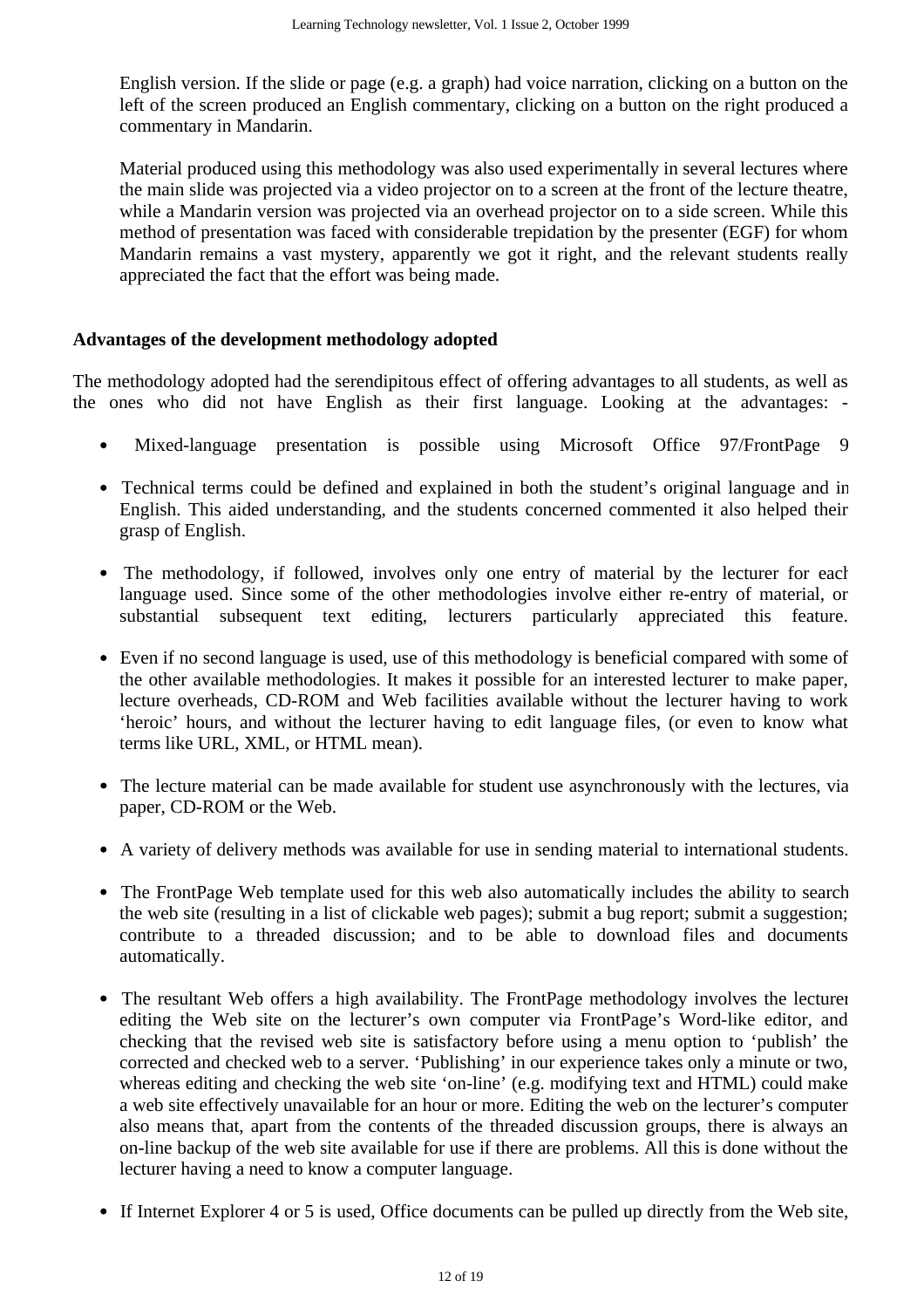English version. If the slide or page (e.g. a graph) had voice narration, clicking on a button on the left of the screen produced an English commentary, clicking on a button on the right produced a commentary in Mandarin.

Material produced using this methodology was also used experimentally in several lectures where the main slide was projected via a video projector on to a screen at the front of the lecture theatre, while a Mandarin version was projected via an overhead projector on to a side screen. While this method of presentation was faced with considerable trepidation by the presenter (EGF) for whom Mandarin remains a vast mystery, apparently we got it right, and the relevant students really appreciated the fact that the effort was being made.

**Advantages of the development methodology adopted**

The methodology adopted had the serendipitous effect of offering advantages to all students, as well as the ones who did not have English as their first language. Looking at the advantages: -

- Mixed-language presentation is possible using Microsoft Office 97/FrontPage 9
- Technical terms could be defined and explained in both the student's original language and in English. This aided understanding, and the students concerned commented it also helped their grasp of English.
- The methodology, if followed, involves only one entry of material by the lecturer for each language used. Since some of the other methodologies involve either re-entry of material, or substantial subsequent text editing, lecturers particularly appreciated this feature.
- Even if no second language is used, use of this methodology is beneficial compared with some of the other available methodologies. It makes it possible for an interested lecturer to make paper, lecture overheads, CD-ROM and Web facilities available without the lecturer having to work 'heroic' hours, and without the lecturer having to edit language files, (or even to know what terms like URL, XML, or HTML mean).
- The lecture material can be made available for student use asynchronously with the lectures, via paper, CD-ROM or the Web.
- A variety of delivery methods was available for use in sending material to international students.
- The FrontPage Web template used for this web also automatically includes the ability to search the web site (resulting in a list of clickable web pages); submit a bug report; submit a suggestion; contribute to a threaded discussion; and to be able to download files and documents automatically.
- The resultant Web offers a high availability. The FrontPage methodology involves the lecturer editing the Web site on the lecturer's own computer via FrontPage's Word-like editor, and checking that the revised web site is satisfactory before using a menu option to 'publish' the corrected and checked web to a server. 'Publishing' in our experience takes only a minute or two, whereas editing and checking the web site 'on-line' (e.g. modifying text and HTML) could make a web site effectively unavailable for an hour or more. Editing the web on the lecturer's computer also means that, apart from the contents of the threaded discussion groups, there is always an on-line backup of the web site available for use if there are problems. All this is done without the lecturer having a need to know a computer language.
- If Internet Explorer 4 or 5 is used, Office documents can be pulled up directly from the Web site,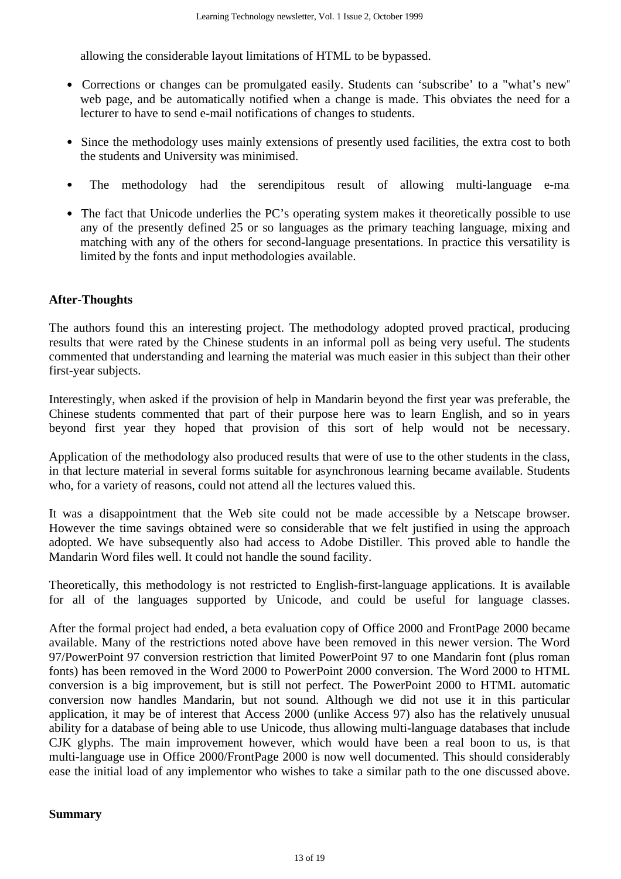allowing the considerable layout limitations of HTML to be bypassed.

- Corrections or changes can be promulgated easily. Students can 'subscribe' to a "what's new" web page, and be automatically notified when a change is made. This obviates the need for a lecturer to have to send e-mail notifications of changes to students.
- Since the methodology uses mainly extensions of presently used facilities, the extra cost to both the students and University was minimised.
- The methodology had the serendipitous result of allowing multi-language e-ma
- The fact that Unicode underlies the PC's operating system makes it theoretically possible to use any of the presently defined 25 or so languages as the primary teaching language, mixing and matching with any of the others for second-language presentations. In practice this versatility is limited by the fonts and input methodologies available.

**After-Thoughts**

The authors found this an interesting project. The methodology adopted proved practical, producing results that were rated by the Chinese students in an informal poll as being very useful. The students commented that understanding and learning the material was much easier in this subject than their other first-year subjects.

Interestingly, when asked if the provision of help in Mandarin beyond the first year was preferable, the Chinese students commented that part of their purpose here was to learn English, and so in years beyond first year they hoped that provision of this sort of help would not be necessary.

Application of the methodology also produced results that were of use to the other students in the class, in that lecture material in several forms suitable for asynchronous learning became available. Students who, for a variety of reasons, could not attend all the lectures valued this.

It was a disappointment that the Web site could not be made accessible by a Netscape browser. However the time savings obtained were so considerable that we felt justified in using the approach adopted. We have subsequently also had access to Adobe Distiller. This proved able to handle the Mandarin Word files well. It could not handle the sound facility.

Theoretically, this methodology is not restricted to English-first-language applications. It is available for all of the languages supported by Unicode, and could be useful for language classes.

After the formal project had ended, a beta evaluation copy of Office 2000 and FrontPage 2000 became available. Many of the restrictions noted above have been removed in this newer version. The Word 97/PowerPoint 97 conversion restriction that limited PowerPoint 97 to one Mandarin font (plus roman fonts) has been removed in the Word 2000 to PowerPoint 2000 conversion. The Word 2000 to HTML conversion is a big improvement, but is still not perfect. The PowerPoint 2000 to HTML automatic conversion now handles Mandarin, but not sound. Although we did not use it in this particular application, it may be of interest that Access 2000 (unlike Access 97) also has the relatively unusual ability for a database of being able to use Unicode, thus allowing multi-language databases that include CJK glyphs. The main improvement however, which would have been a real boon to us, is that multi-language use in Office 2000/FrontPage 2000 is now well documented. This should considerably ease the initial load of any implementor who wishes to take a similar path to the one discussed above.

**Summary**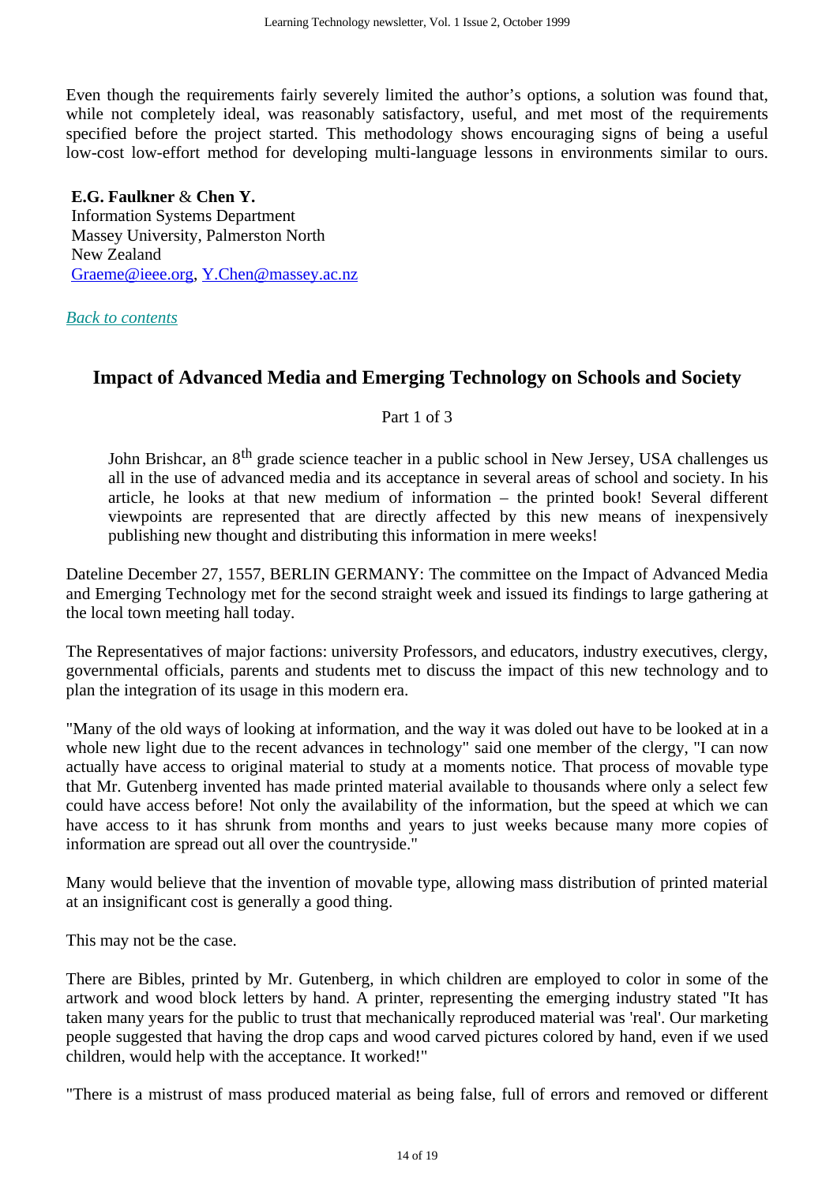Even though the requirements fairly severely limited the author's options, a solution was found that, while not completely ideal, was reasonably satisfactory, useful, and met most of the requirements specified before the project started. This methodology shows encouraging signs of being a useful low-cost low-effort method for developing multi-language lessons in environments similar to ours.

**E.G. Faulkner** & **Chen Y.**
Information Systems Department
Massey University, Palmerston North
New Zealand
Graeme@ieee.org, Y.Chen@massey.ac.nz

*Back to contents*

## Impact of Advanced Media and Emerging Technology on Schools and Society

Part 1 of 3

> John Brishcar, an 8th grade science teacher in a public school in New Jersey, USA challenges us all in the use of advanced media and its acceptance in several areas of school and society. In his article, he looks at that new medium of information – the printed book! Several different viewpoints are represented that are directly affected by this new means of inexpensively publishing new thought and distributing this information in mere weeks!

Dateline December 27, 1557, BERLIN GERMANY: The committee on the Impact of Advanced Media and Emerging Technology met for the second straight week and issued its findings to large gathering at the local town meeting hall today.

The Representatives of major factions: university Professors, and educators, industry executives, clergy, governmental officials, parents and students met to discuss the impact of this new technology and to plan the integration of its usage in this modern era.

"Many of the old ways of looking at information, and the way it was doled out have to be looked at in a whole new light due to the recent advances in technology" said one member of the clergy, "I can now actually have access to original material to study at a moments notice. That process of movable type that Mr. Gutenberg invented has made printed material available to thousands where only a select few could have access before! Not only the availability of the information, but the speed at which we can have access to it has shrunk from months and years to just weeks because many more copies of information are spread out all over the countryside."

Many would believe that the invention of movable type, allowing mass distribution of printed material at an insignificant cost is generally a good thing.

This may not be the case.

There are Bibles, printed by Mr. Gutenberg, in which children are employed to color in some of the artwork and wood block letters by hand. A printer, representing the emerging industry stated "It has taken many years for the public to trust that mechanically reproduced material was 'real'. Our marketing people suggested that having the drop caps and wood carved pictures colored by hand, even if we used children, would help with the acceptance. It worked!"

"There is a mistrust of mass produced material as being false, full of errors and removed or different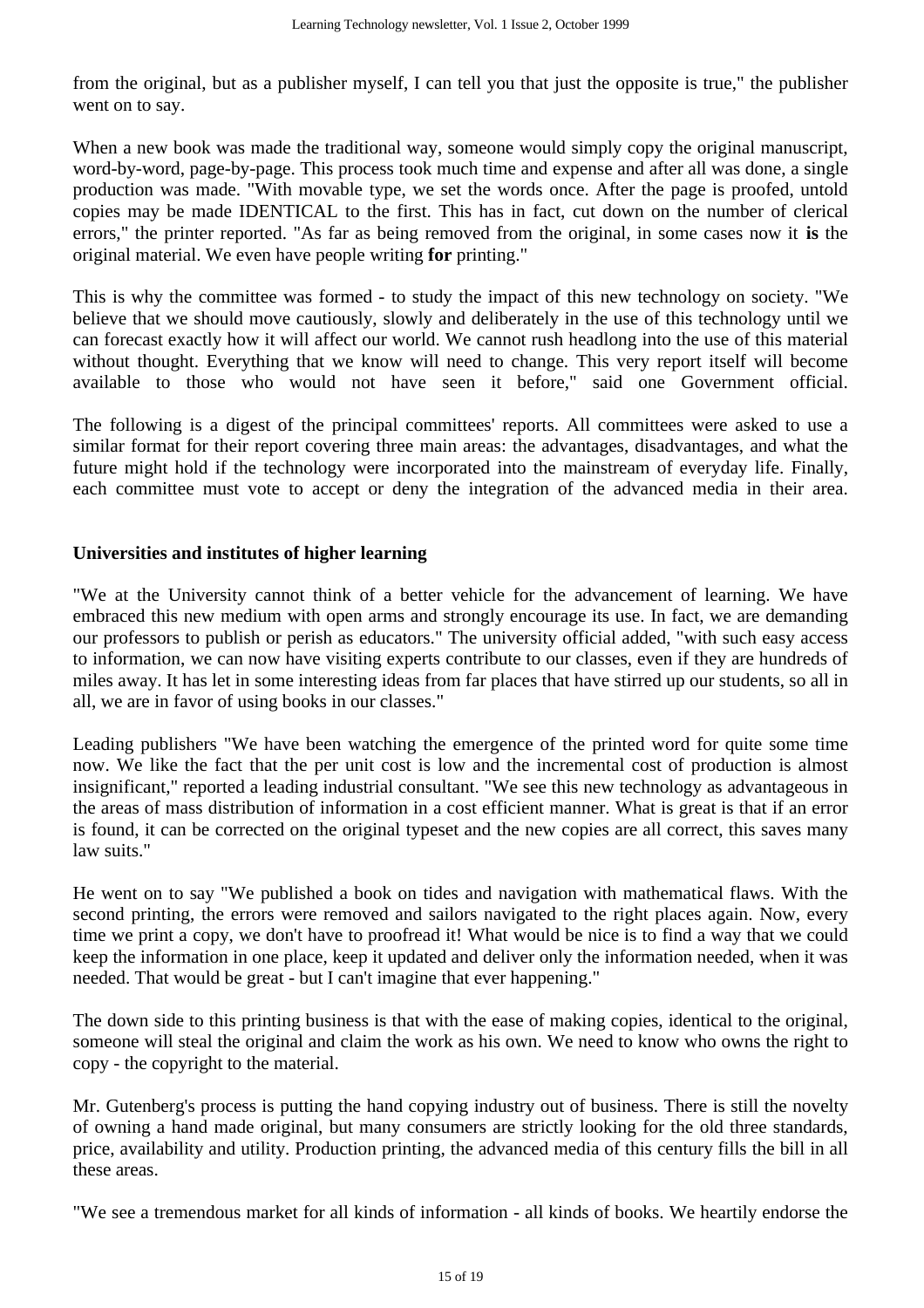from the original, but as a publisher myself, I can tell you that just the opposite is true," the publisher went on to say.

When a new book was made the traditional way, someone would simply copy the original manuscript, word-by-word, page-by-page. This process took much time and expense and after all was done, a single production was made. "With movable type, we set the words once. After the page is proofed, untold copies may be made IDENTICAL to the first. This has in fact, cut down on the number of clerical errors," the printer reported. "As far as being removed from the original, in some cases now it **is** the original material. We even have people writing **for** printing."

This is why the committee was formed - to study the impact of this new technology on society. "We believe that we should move cautiously, slowly and deliberately in the use of this technology until we can forecast exactly how it will affect our world. We cannot rush headlong into the use of this material without thought. Everything that we know will need to change. This very report itself will become available to those who would not have seen it before," said one Government official.

The following is a digest of the principal committees' reports. All committees were asked to use a similar format for their report covering three main areas: the advantages, disadvantages, and what the future might hold if the technology were incorporated into the mainstream of everyday life. Finally, each committee must vote to accept or deny the integration of the advanced media in their area.

**Universities and institutes of higher learning**

"We at the University cannot think of a better vehicle for the advancement of learning. We have embraced this new medium with open arms and strongly encourage its use. In fact, we are demanding our professors to publish or perish as educators." The university official added, "with such easy access to information, we can now have visiting experts contribute to our classes, even if they are hundreds of miles away. It has let in some interesting ideas from far places that have stirred up our students, so all in all, we are in favor of using books in our classes."

Leading publishers "We have been watching the emergence of the printed word for quite some time now. We like the fact that the per unit cost is low and the incremental cost of production is almost insignificant," reported a leading industrial consultant. "We see this new technology as advantageous in the areas of mass distribution of information in a cost efficient manner. What is great is that if an error is found, it can be corrected on the original typeset and the new copies are all correct, this saves many law suits."

He went on to say "We published a book on tides and navigation with mathematical flaws. With the second printing, the errors were removed and sailors navigated to the right places again. Now, every time we print a copy, we don't have to proofread it! What would be nice is to find a way that we could keep the information in one place, keep it updated and deliver only the information needed, when it was needed. That would be great - but I can't imagine that ever happening."

The down side to this printing business is that with the ease of making copies, identical to the original, someone will steal the original and claim the work as his own. We need to know who owns the right to copy - the copyright to the material.

Mr. Gutenberg's process is putting the hand copying industry out of business. There is still the novelty of owning a hand made original, but many consumers are strictly looking for the old three standards, price, availability and utility. Production printing, the advanced media of this century fills the bill in all these areas.

"We see a tremendous market for all kinds of information - all kinds of books. We heartily endorse the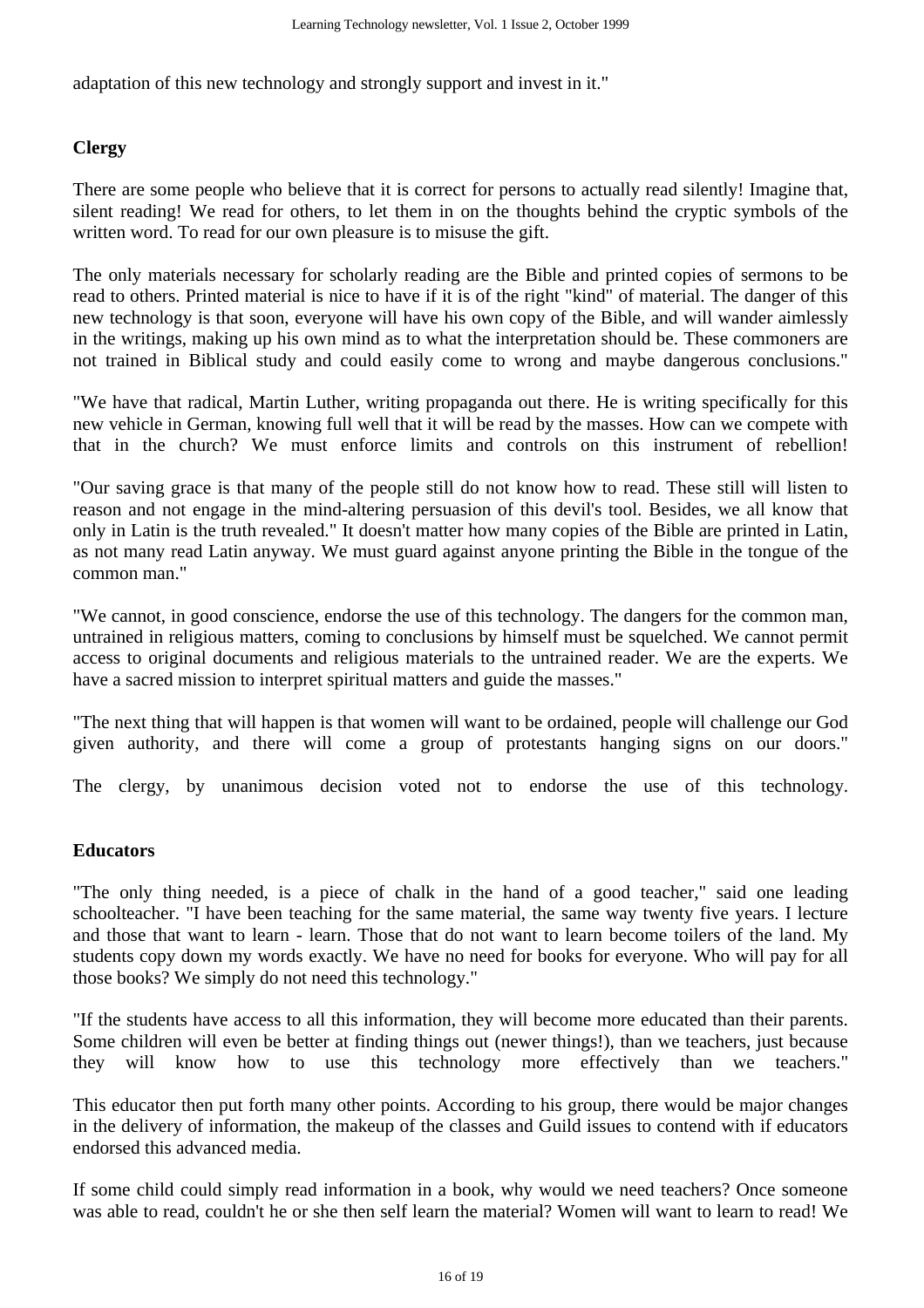adaptation of this new technology and strongly support and invest in it."

### Clergy

There are some people who believe that it is correct for persons to actually read silently! Imagine that, silent reading! We read for others, to let them in on the thoughts behind the cryptic symbols of the written word. To read for our own pleasure is to misuse the gift.

The only materials necessary for scholarly reading are the Bible and printed copies of sermons to be read to others. Printed material is nice to have if it is of the right "kind" of material. The danger of this new technology is that soon, everyone will have his own copy of the Bible, and will wander aimlessly in the writings, making up his own mind as to what the interpretation should be. These commoners are not trained in Biblical study and could easily come to wrong and maybe dangerous conclusions."

"We have that radical, Martin Luther, writing propaganda out there. He is writing specifically for this new vehicle in German, knowing full well that it will be read by the masses. How can we compete with that in the church? We must enforce limits and controls on this instrument of rebellion!

"Our saving grace is that many of the people still do not know how to read. These still will listen to reason and not engage in the mind-altering persuasion of this devil's tool. Besides, we all know that only in Latin is the truth revealed." It doesn't matter how many copies of the Bible are printed in Latin, as not many read Latin anyway. We must guard against anyone printing the Bible in the tongue of the common man."

"We cannot, in good conscience, endorse the use of this technology. The dangers for the common man, untrained in religious matters, coming to conclusions by himself must be squelched. We cannot permit access to original documents and religious materials to the untrained reader. We are the experts. We have a sacred mission to interpret spiritual matters and guide the masses."

"The next thing that will happen is that women will want to be ordained, people will challenge our God given authority, and there will come a group of protestants hanging signs on our doors."

The clergy, by unanimous decision voted not to endorse the use of this technology.

### Educators

"The only thing needed, is a piece of chalk in the hand of a good teacher," said one leading schoolteacher. "I have been teaching for the same material, the same way twenty five years. I lecture and those that want to learn - learn. Those that do not want to learn become toilers of the land. My students copy down my words exactly. We have no need for books for everyone. Who will pay for all those books? We simply do not need this technology."

"If the students have access to all this information, they will become more educated than their parents. Some children will even be better at finding things out (newer things!), than we teachers, just because they will know how to use this technology more effectively than we teachers."

This educator then put forth many other points. According to his group, there would be major changes in the delivery of information, the makeup of the classes and Guild issues to contend with if educators endorsed this advanced media.

If some child could simply read information in a book, why would we need teachers? Once someone was able to read, couldn't he or she then self learn the material? Women will want to learn to read! We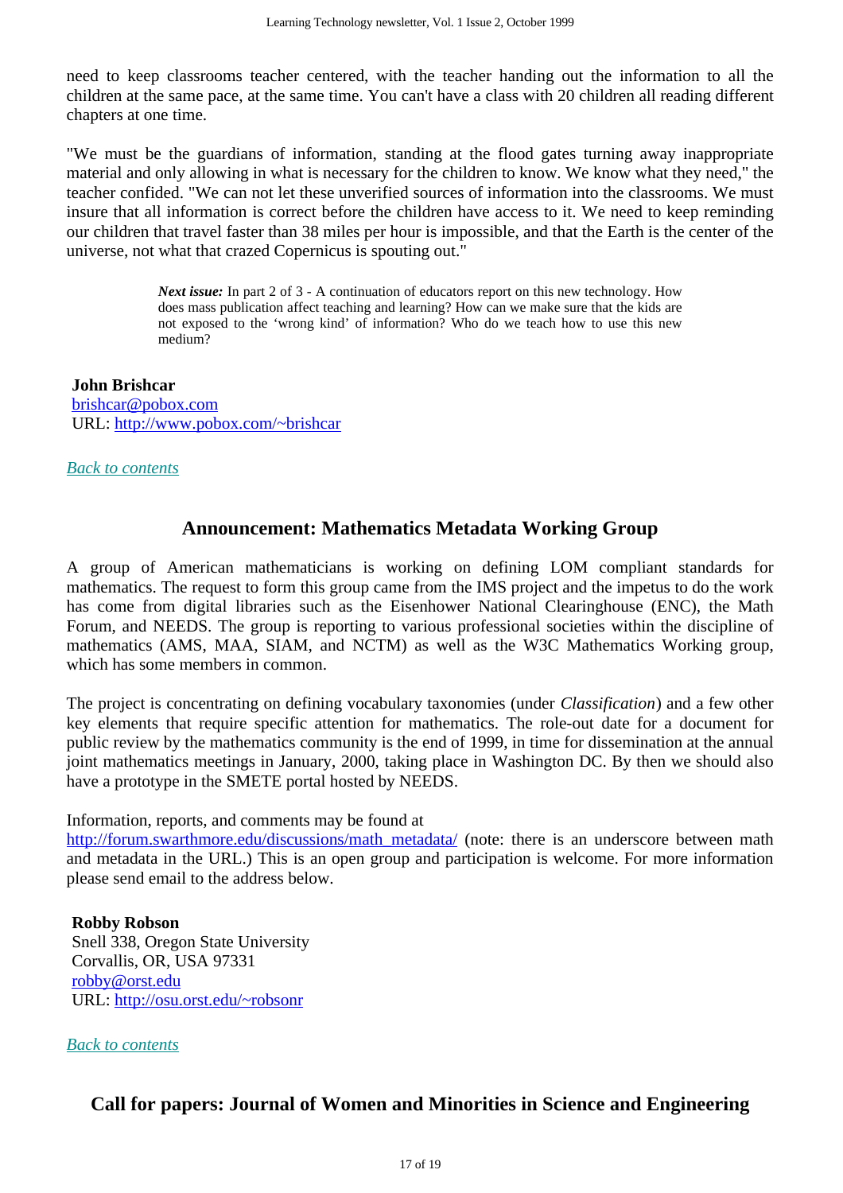need to keep classrooms teacher centered, with the teacher handing out the information to all the children at the same pace, at the same time. You can't have a class with 20 children all reading different chapters at one time.

"We must be the guardians of information, standing at the flood gates turning away inappropriate material and only allowing in what is necessary for the children to know. We know what they need," the teacher confided. "We can not let these unverified sources of information into the classrooms. We must insure that all information is correct before the children have access to it. We need to keep reminding our children that travel faster than 38 miles per hour is impossible, and that the Earth is the center of the universe, not what that crazed Copernicus is spouting out."

> ***Next issue:*** In part 2 of 3 - A continuation of educators report on this new technology. How does mass publication affect teaching and learning? How can we make sure that the kids are not exposed to the 'wrong kind' of information? Who do we teach how to use this new medium?

**John Brishcar**
brishcar@pobox.com
URL: http://www.pobox.com/~brishcar

*Back to contents*

## Announcement: Mathematics Metadata Working Group

A group of American mathematicians is working on defining LOM compliant standards for mathematics. The request to form this group came from the IMS project and the impetus to do the work has come from digital libraries such as the Eisenhower National Clearinghouse (ENC), the Math Forum, and NEEDS. The group is reporting to various professional societies within the discipline of mathematics (AMS, MAA, SIAM, and NCTM) as well as the W3C Mathematics Working group, which has some members in common.

The project is concentrating on defining vocabulary taxonomies (under *Classification*) and a few other key elements that require specific attention for mathematics. The role-out date for a document for public review by the mathematics community is the end of 1999, in time for dissemination at the annual joint mathematics meetings in January, 2000, taking place in Washington DC. By then we should also have a prototype in the SMETE portal hosted by NEEDS.

Information, reports, and comments may be found at http://forum.swarthmore.edu/discussions/math_metadata/ (note: there is an underscore between math and metadata in the URL.) This is an open group and participation is welcome. For more information please send email to the address below.

**Robby Robson**
Snell 338, Oregon State University
Corvallis, OR, USA 97331
robby@orst.edu
URL: http://osu.orst.edu/~robsonr

*Back to contents*

## Call for papers: Journal of Women and Minorities in Science and Engineering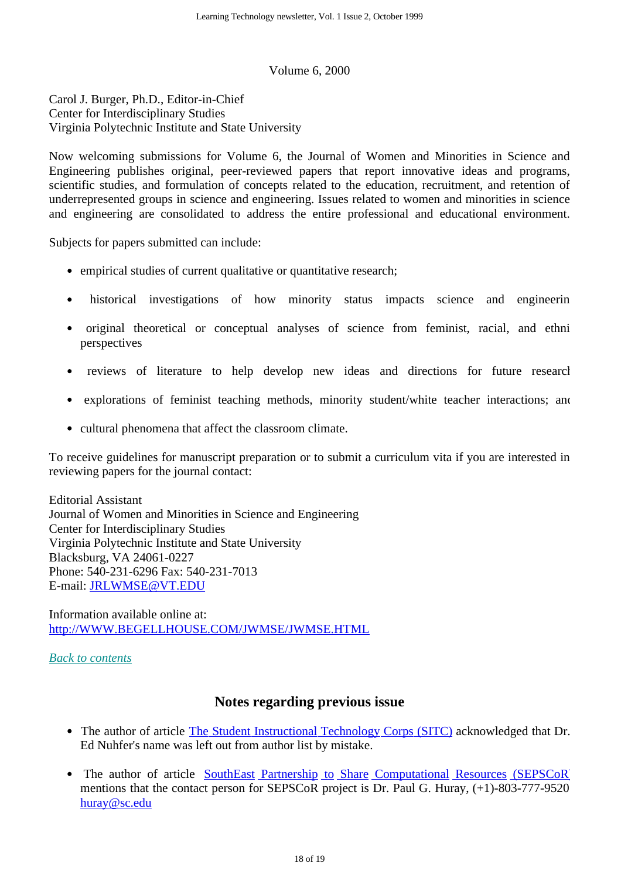Volume 6, 2000

Carol J. Burger, Ph.D., Editor-in-Chief
Center for Interdisciplinary Studies
Virginia Polytechnic Institute and State University

Now welcoming submissions for Volume 6, the Journal of Women and Minorities in Science and Engineering publishes original, peer-reviewed papers that report innovative ideas and programs, scientific studies, and formulation of concepts related to the education, recruitment, and retention of underrepresented groups in science and engineering. Issues related to women and minorities in science and engineering are consolidated to address the entire professional and educational environment.

Subjects for papers submitted can include:

- empirical studies of current qualitative or quantitative research;
- historical investigations of how minority status impacts science and engineerin
- original theoretical or conceptual analyses of science from feminist, racial, and ethni perspectives
- reviews of literature to help develop new ideas and directions for future researcl
- explorations of feminist teaching methods, minority student/white teacher interactions; anc
- cultural phenomena that affect the classroom climate.

To receive guidelines for manuscript preparation or to submit a curriculum vita if you are interested in reviewing papers for the journal contact:

Editorial Assistant
Journal of Women and Minorities in Science and Engineering
Center for Interdisciplinary Studies
Virginia Polytechnic Institute and State University
Blacksburg, VA 24061-0227
Phone: 540-231-6296 Fax: 540-231-7013
E-mail: JRLWMSE@VT.EDU

Information available online at:
HTTP://WWW.BEGELLHOUSE.COM/JWMSE/JWMSE.HTML

*Back to contents*

## Notes regarding previous issue

- The author of article The Student Instructional Technology Corps (SITC) acknowledged that Dr. Ed Nuhfer's name was left out from author list by mistake.
- The author of article SouthEast Partnership to Share Computational Resources (SEPSCoR mentions that the contact person for SEPSCoR project is Dr. Paul G. Huray, (+1)-803-777-9520 huray@sc.edu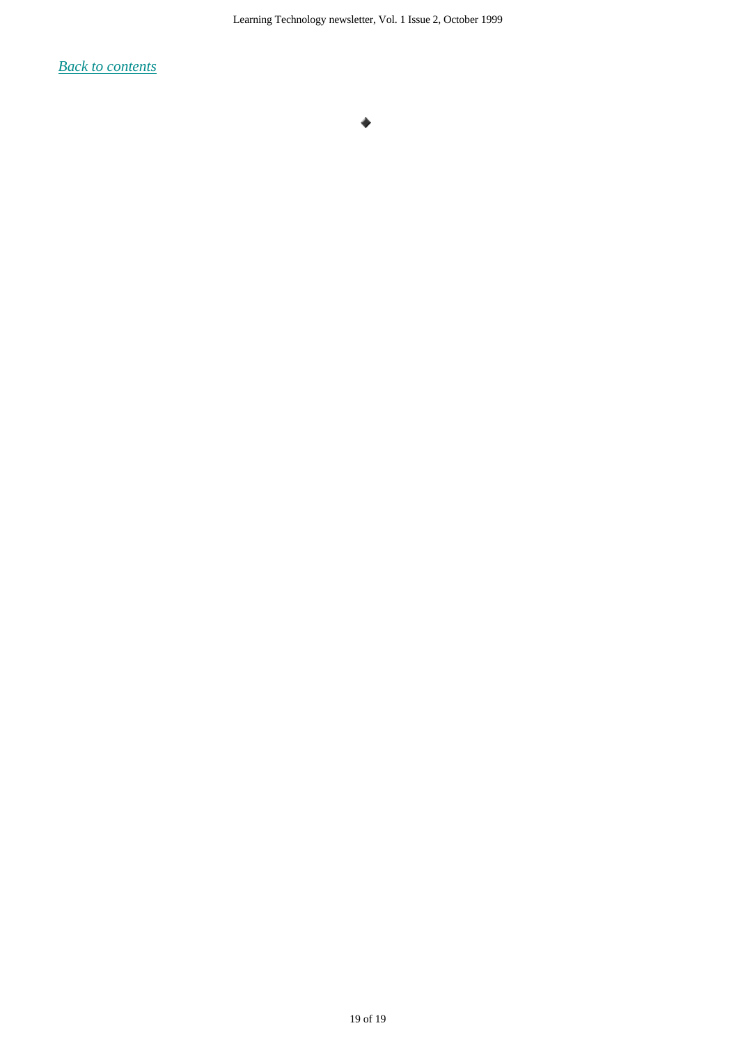[*Back to contents*]()

◆